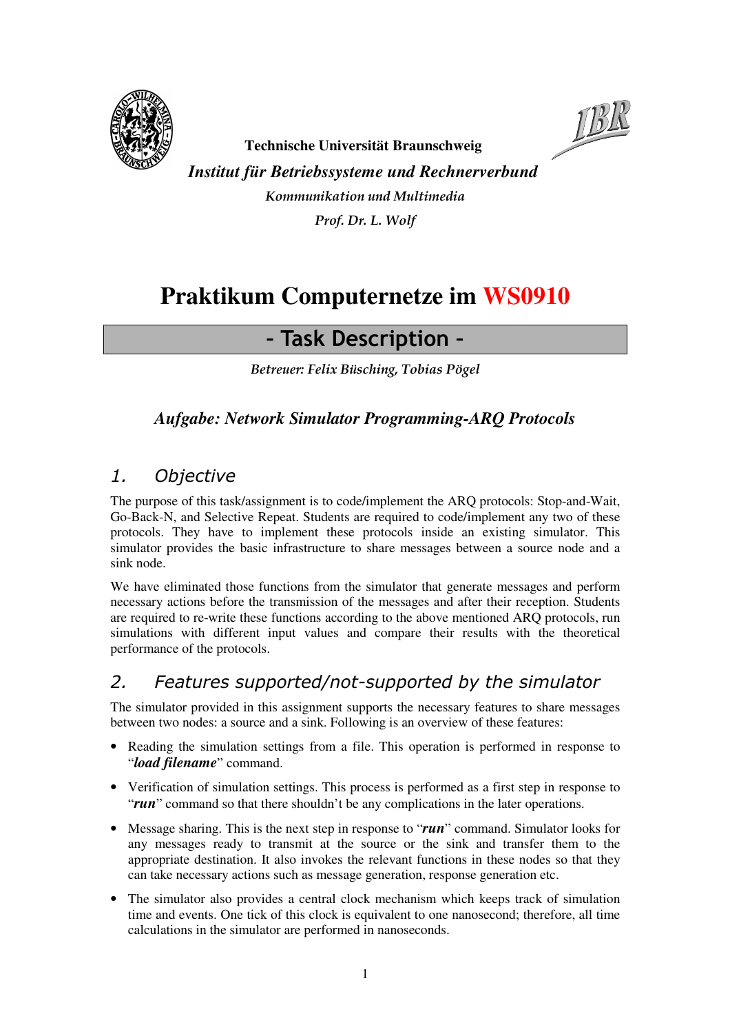**Technische Universität Braunschweig**

***Institut für Betriebssysteme und Rechnerverbund***

*Kommunikation und Multimedia*

*Prof. Dr. L. Wolf*

# Praktikum Computernetze im WS0910

## - Task Description -

*Betreuer: Felix Büsching, Tobias Pögel*

### *Aufgabe: Network Simulator Programming-ARQ Protocols*

## *1. Objective*

The purpose of this task/assignment is to code/implement the ARQ protocols: Stop-and-Wait, Go-Back-N, and Selective Repeat. Students are required to code/implement any two of these protocols. They have to implement these protocols inside an existing simulator. This simulator provides the basic infrastructure to share messages between a source node and a sink node.

We have eliminated those functions from the simulator that generate messages and perform necessary actions before the transmission of the messages and after their reception. Students are required to re-write these functions according to the above mentioned ARQ protocols, run simulations with different input values and compare their results with the theoretical performance of the protocols.

## *2. Features supported/not-supported by the simulator*

The simulator provided in this assignment supports the necessary features to share messages between two nodes: a source and a sink. Following is an overview of these features:

- Reading the simulation settings from a file. This operation is performed in response to "***load filename***" command.
- Verification of simulation settings. This process is performed as a first step in response to "***run***" command so that there shouldn't be any complications in the later operations.
- Message sharing. This is the next step in response to "***run***" command. Simulator looks for any messages ready to transmit at the source or the sink and transfer them to the appropriate destination. It also invokes the relevant functions in these nodes so that they can take necessary actions such as message generation, response generation etc.
- The simulator also provides a central clock mechanism which keeps track of simulation time and events. One tick of this clock is equivalent to one nanosecond; therefore, all time calculations in the simulator are performed in nanoseconds.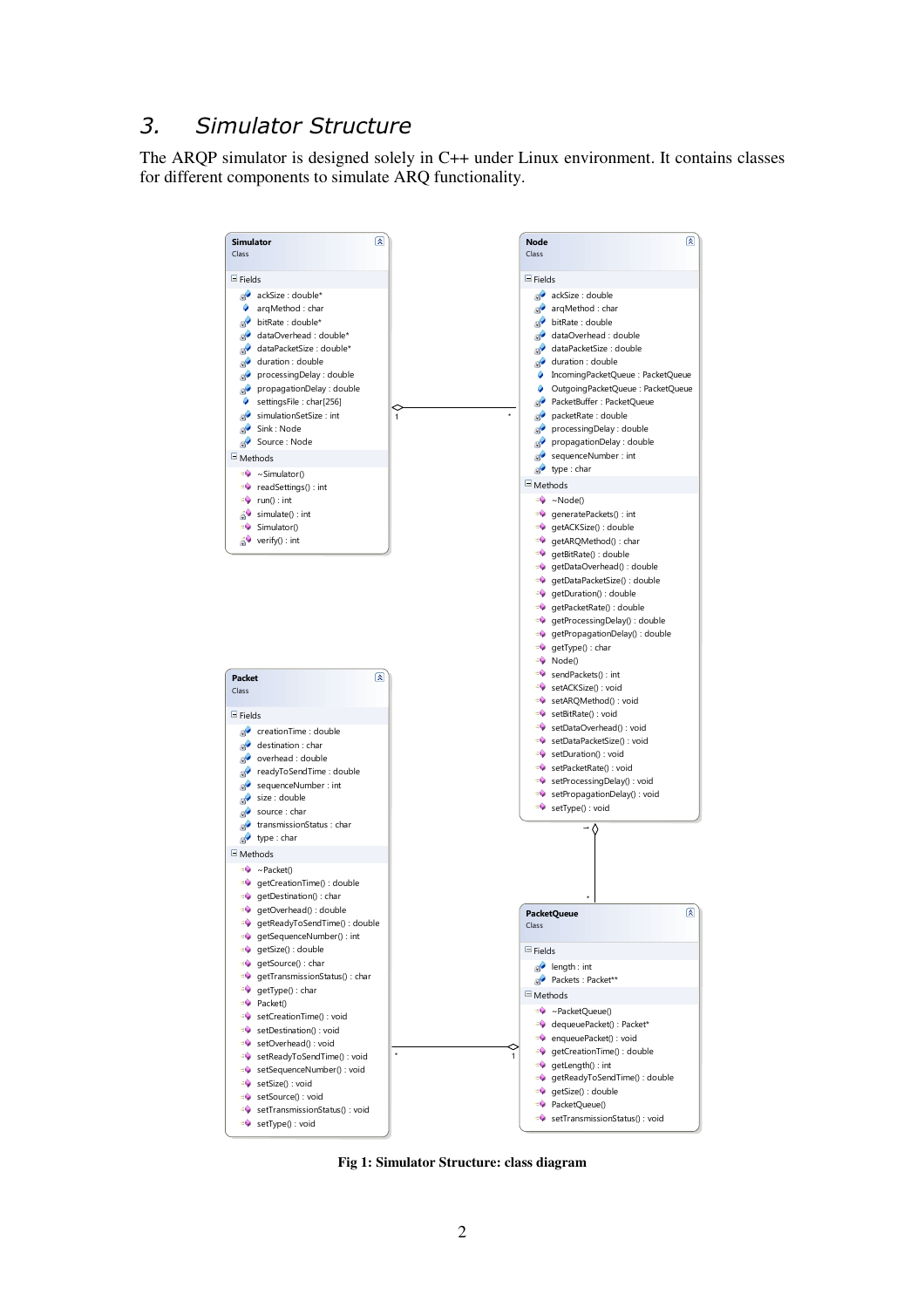## 3. Simulator Structure

The ARQP simulator is designed solely in C++ under Linux environment. It contains classes for different components to simulate ARQ functionality.

**Simulator**
Class

Fields
- ackSize : double*
- arqMethod : char
- bitRate : double*
- dataOverhead : double*
- dataPacketSize : double*
- duration : double
- processingDelay : double
- propagationDelay : double
- settingsFile : char[256]
- simulationSetSize : int
- Sink : Node
- Source : Node

Methods
- ~Simulator()
- readSettings() : int
- run() : int
- simulate() : int
- Simulator()
- verify() : int

**Node**
Class

Fields
- ackSize : double
- arqMethod : char
- bitRate : double
- dataOverhead : double
- dataPacketSize : double
- duration : double
- IncomingPacketQueue : PacketQueue
- OutgoingPacketQueue : PacketQueue
- PacketBuffer : PacketQueue
- packetRate : double
- processingDelay : double
- propagationDelay : double
- sequenceNumber : int
- type : char

Methods
- ~Node()
- generatePackets() : int
- getACKSize() : double
- getARQMethod() : char
- getBitRate() : double
- getDataOverhead() : double
- getDataPacketSize() : double
- getDuration() : double
- getPacketRate() : double
- getProcessingDelay() : double
- getPropagationDelay() : double
- getType() : char
- Node()
- sendPackets() : int
- setACKSize() : void
- setARQMethod() : void
- setBitRate() : void
- setDataOverhead() : void
- setDataPacketSize() : void
- setDuration() : void
- setPacketRate() : void
- setProcessingDelay() : void
- setPropagationDelay() : void
- setType() : void

**Packet**
Class

Fields
- creationTime : double
- destination : char
- overhead : double
- readyToSendTime : double
- sequenceNumber : int
- size : double
- source : char
- transmissionStatus : char
- type : char

Methods
- ~Packet()
- getCreationTime() : double
- getDestination() : char
- getOverhead() : double
- getReadyToSendTime() : double
- getSequenceNumber() : int
- getSize() : double
- getSource() : char
- getTransmissionStatus() : char
- getType() : char
- Packet()
- setCreationTime() : void
- setDestination() : void
- setOverhead() : void
- setReadyToSendTime() : void
- setSequenceNumber() : void
- setSize() : void
- setSource() : void
- setTransmissionStatus() : void
- setType() : void

**PacketQueue**
Class

Fields
- length : int
- Packets : Packet**

Methods
- ~PacketQueue()
- dequeuePacket() : Packet*
- enqueuePacket() : void
- getCreationTime() : double
- getLength() : int
- getReadyToSendTime() : double
- getSize() : double
- PacketQueue()
- setTransmissionStatus() : void

**Fig 1: Simulator Structure: class diagram**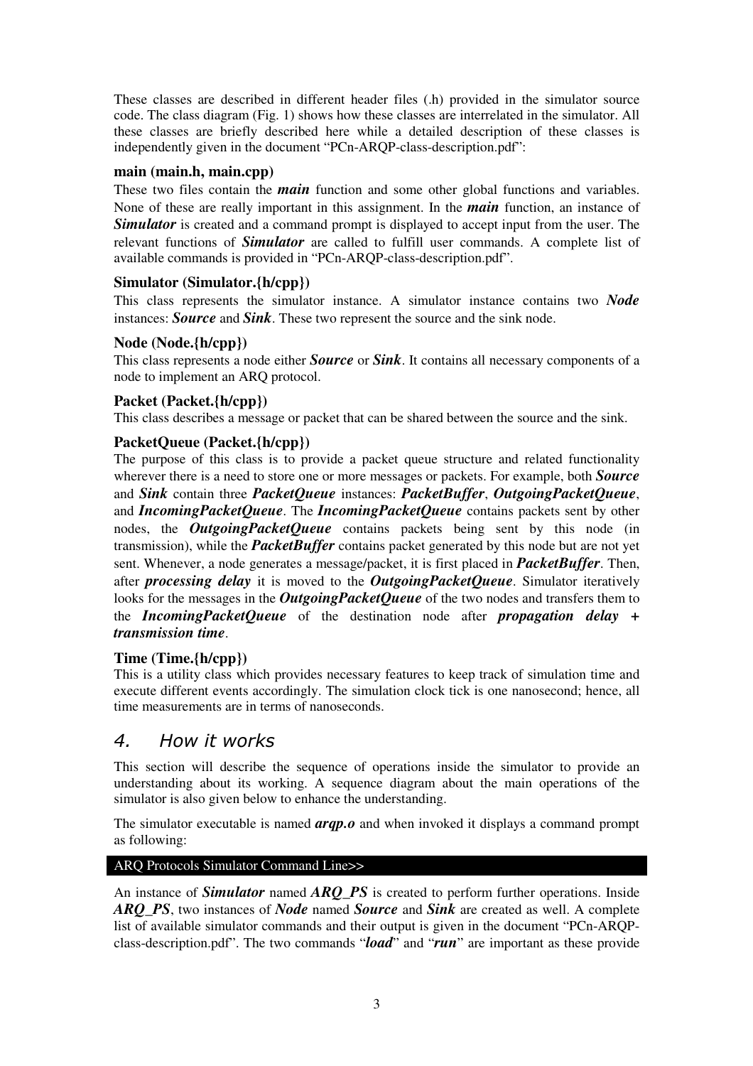These classes are described in different header files (.h) provided in the simulator source code. The class diagram (Fig. 1) shows how these classes are interrelated in the simulator. All these classes are briefly described here while a detailed description of these classes is independently given in the document "PCn-ARQP-class-description.pdf":

**main (main.h, main.cpp)**

These two files contain the ***main*** function and some other global functions and variables. None of these are really important in this assignment. In the ***main*** function, an instance of ***Simulator*** is created and a command prompt is displayed to accept input from the user. The relevant functions of ***Simulator*** are called to fulfill user commands. A complete list of available commands is provided in "PCn-ARQP-class-description.pdf".

**Simulator (Simulator.{h/cpp})**

This class represents the simulator instance. A simulator instance contains two ***Node*** instances: ***Source*** and ***Sink***. These two represent the source and the sink node.

**Node (Node.{h/cpp})**

This class represents a node either ***Source*** or ***Sink***. It contains all necessary components of a node to implement an ARQ protocol.

**Packet (Packet.{h/cpp})**

This class describes a message or packet that can be shared between the source and the sink.

**PacketQueue (Packet.{h/cpp})**

The purpose of this class is to provide a packet queue structure and related functionality wherever there is a need to store one or more messages or packets. For example, both ***Source*** and ***Sink*** contain three ***PacketQueue*** instances: ***PacketBuffer***, ***OutgoingPacketQueue***, and ***IncomingPacketQueue***. The ***IncomingPacketQueue*** contains packets sent by other nodes, the ***OutgoingPacketQueue*** contains packets being sent by this node (in transmission), while the ***PacketBuffer*** contains packet generated by this node but are not yet sent. Whenever, a node generates a message/packet, it is first placed in ***PacketBuffer***. Then, after ***processing delay*** it is moved to the ***OutgoingPacketQueue***. Simulator iteratively looks for the messages in the ***OutgoingPacketQueue*** of the two nodes and transfers them to the ***IncomingPacketQueue*** of the destination node after ***propagation delay + transmission time***.

**Time (Time.{h/cpp})**

This is a utility class which provides necessary features to keep track of simulation time and execute different events accordingly. The simulation clock tick is one nanosecond; hence, all time measurements are in terms of nanoseconds.

## 4. How it works

This section will describe the sequence of operations inside the simulator to provide an understanding about its working. A sequence diagram about the main operations of the simulator is also given below to enhance the understanding.

The simulator executable is named ***arqp.o*** and when invoked it displays a command prompt as following:

```
ARQ Protocols Simulator Command Line>>
```

An instance of ***Simulator*** named ***ARQ_PS*** is created to perform further operations. Inside ***ARQ_PS***, two instances of ***Node*** named ***Source*** and ***Sink*** are created as well. A complete list of available simulator commands and their output is given in the document "PCn-ARQP-class-description.pdf". The two commands "***load***" and "***run***" are important as these provide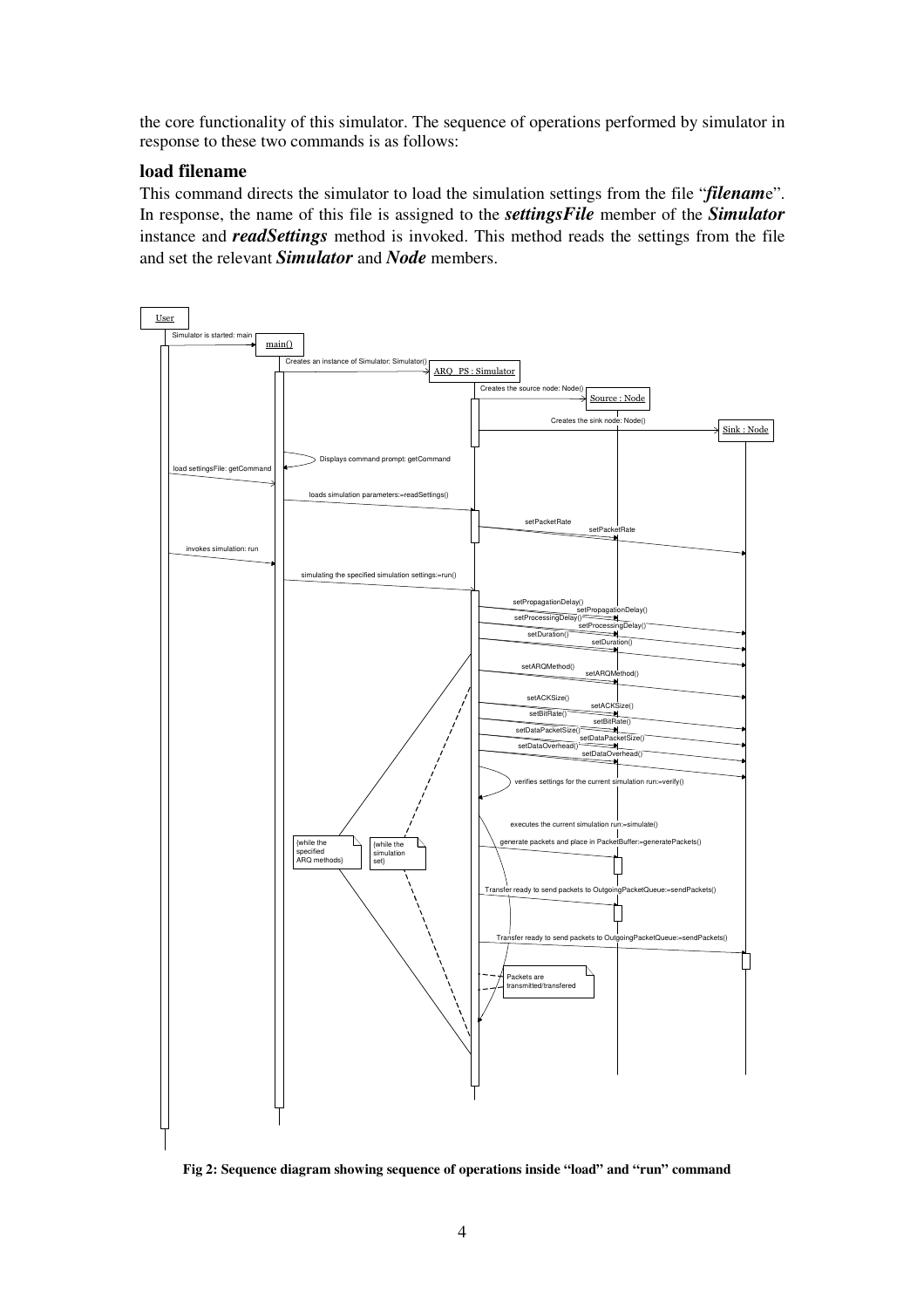the core functionality of this simulator. The sequence of operations performed by simulator in response to these two commands is as follows:

### load filename

This command directs the simulator to load the simulation settings from the file "***filenam***e". In response, the name of this file is assigned to the ***settingsFile*** member of the ***Simulator*** instance and ***readSettings*** method is invoked. This method reads the settings from the file and set the relevant ***Simulator*** and ***Node*** members.

**Fig 2: Sequence diagram showing sequence of operations inside "load" and "run" command**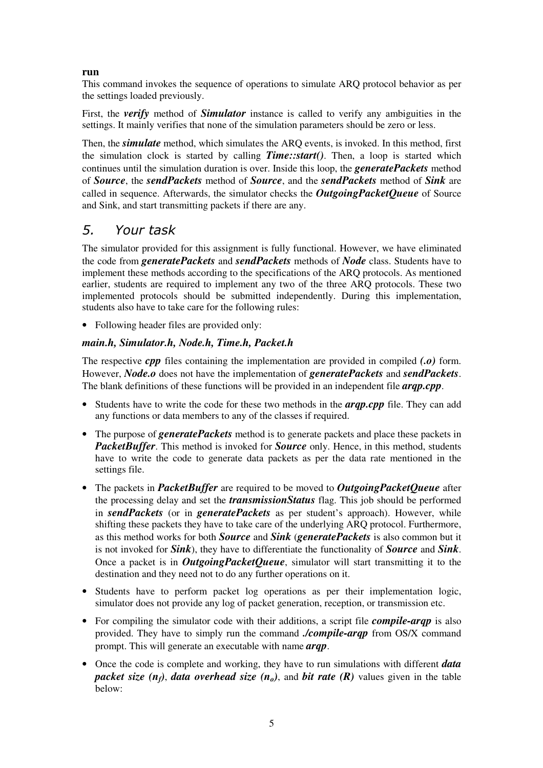**run**

This command invokes the sequence of operations to simulate ARQ protocol behavior as per the settings loaded previously.

First, the ***verify*** method of ***Simulator*** instance is called to verify any ambiguities in the settings. It mainly verifies that none of the simulation parameters should be zero or less.

Then, the ***simulate*** method, which simulates the ARQ events, is invoked. In this method, first the simulation clock is started by calling ***Time::start()***. Then, a loop is started which continues until the simulation duration is over. Inside this loop, the ***generatePackets*** method of ***Source***, the ***sendPackets*** method of ***Source***, and the ***sendPackets*** method of ***Sink*** are called in sequence. Afterwards, the simulator checks the ***OutgoingPacketQueue*** of Source and Sink, and start transmitting packets if there are any.

## 5. Your task

The simulator provided for this assignment is fully functional. However, we have eliminated the code from ***generatePackets*** and ***sendPackets*** methods of ***Node*** class. Students have to implement these methods according to the specifications of the ARQ protocols. As mentioned earlier, students are required to implement any two of the three ARQ protocols. These two implemented protocols should be submitted independently. During this implementation, students also have to take care for the following rules:

- Following header files are provided only:

***main.h, Simulator.h, Node.h, Time.h, Packet.h***

The respective ***cpp*** files containing the implementation are provided in compiled ***(.o)*** form. However, ***Node.o*** does not have the implementation of ***generatePackets*** and ***sendPackets***. The blank definitions of these functions will be provided in an independent file ***arqp.cpp***.

- Students have to write the code for these two methods in the ***arqp.cpp*** file. They can add any functions or data members to any of the classes if required.
- The purpose of ***generatePackets*** method is to generate packets and place these packets in ***PacketBuffer***. This method is invoked for ***Source*** only. Hence, in this method, students have to write the code to generate data packets as per the data rate mentioned in the settings file.
- The packets in ***PacketBuffer*** are required to be moved to ***OutgoingPacketQueue*** after the processing delay and set the ***transmissionStatus*** flag. This job should be performed in ***sendPackets*** (or in ***generatePackets*** as per student's approach). However, while shifting these packets they have to take care of the underlying ARQ protocol. Furthermore, as this method works for both ***Source*** and ***Sink*** (***generatePackets*** is also common but it is not invoked for ***Sink***), they have to differentiate the functionality of ***Source*** and ***Sink***. Once a packet is in ***OutgoingPacketQueue***, simulator will start transmitting it to the destination and they need not to do any further operations on it.
- Students have to perform packet log operations as per their implementation logic, simulator does not provide any log of packet generation, reception, or transmission etc.
- For compiling the simulator code with their additions, a script file ***compile-arqp*** is also provided. They have to simply run the command ***./compile-arqp*** from OS/X command prompt. This will generate an executable with name ***arqp***.
- Once the code is complete and working, they have to run simulations with different ***data packet size*** ***($n_f$)***, ***data overhead size*** ***($n_o$)***, and ***bit rate (R)*** values given in the table below: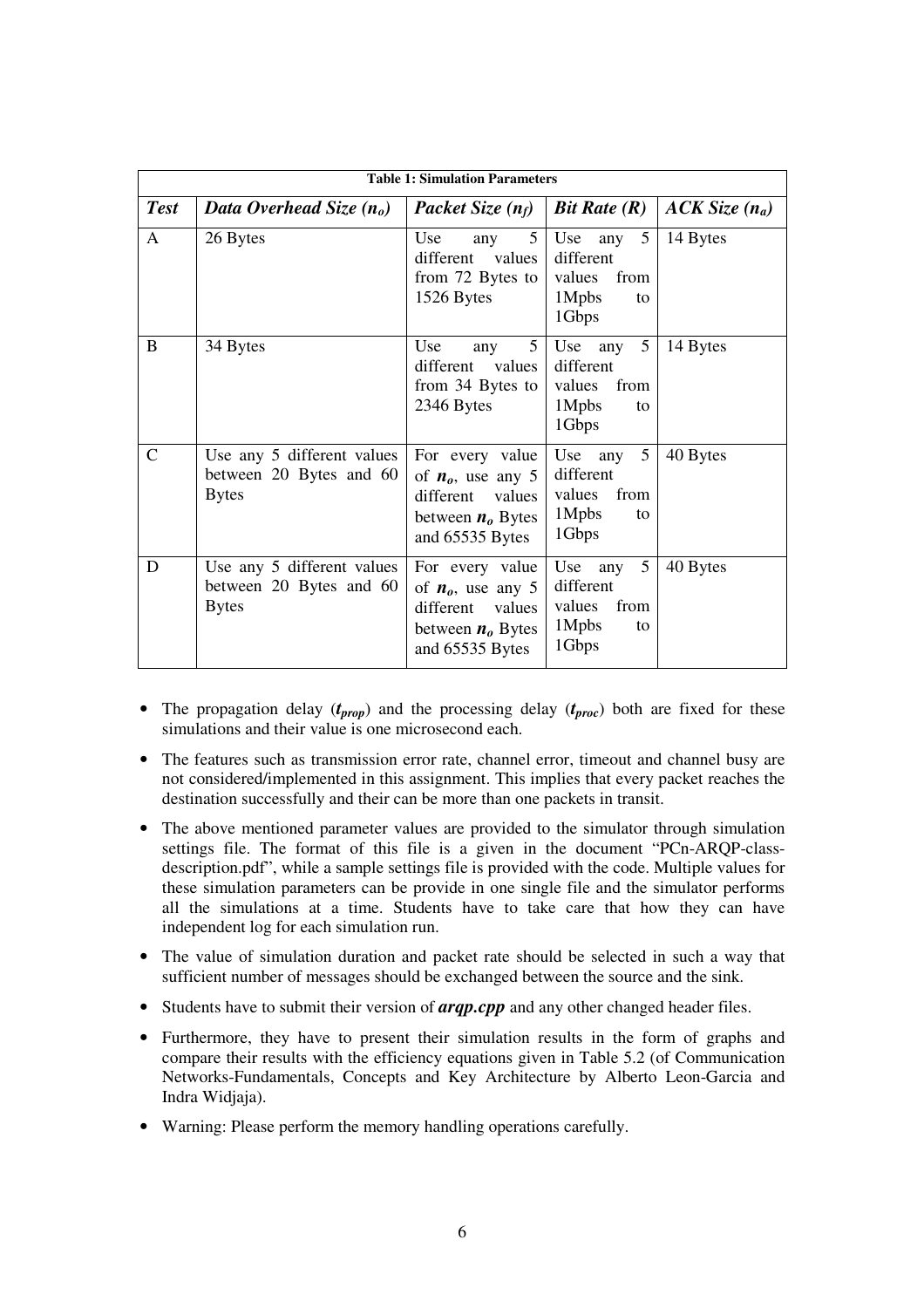| Table 1: Simulation Parameters | | | | |
|---|---|---|---|---|
| ***Test*** | ***Data Overhead Size ($n_o$)*** | ***Packet Size ($n_f$)*** | ***Bit Rate (R)*** | ***ACK Size ($n_a$)*** |
| A | 26 Bytes | Use any 5 different values from 72 Bytes to 1526 Bytes | Use any 5 different values from 1Mpbs to 1Gbps | 14 Bytes |
| B | 34 Bytes | Use any 5 different values from 34 Bytes to 2346 Bytes | Use any 5 different values from 1Mpbs to 1Gbps | 14 Bytes |
| C | Use any 5 different values between 20 Bytes and 60 Bytes | For every value of $n_o$, use any 5 different values between $n_o$ Bytes and 65535 Bytes | Use any 5 different values from 1Mpbs to 1Gbps | 40 Bytes |
| D | Use any 5 different values between 20 Bytes and 60 Bytes | For every value of $n_o$, use any 5 different values between $n_o$ Bytes and 65535 Bytes | Use any 5 different values from 1Mpbs to 1Gbps | 40 Bytes |

- The propagation delay ($t_{prop}$) and the processing delay ($t_{proc}$) both are fixed for these simulations and their value is one microsecond each.
- The features such as transmission error rate, channel error, timeout and channel busy are not considered/implemented in this assignment. This implies that every packet reaches the destination successfully and their can be more than one packets in transit.
- The above mentioned parameter values are provided to the simulator through simulation settings file. The format of this file is a given in the document "PCn-ARQP-class-description.pdf", while a sample settings file is provided with the code. Multiple values for these simulation parameters can be provide in one single file and the simulator performs all the simulations at a time. Students have to take care that how they can have independent log for each simulation run.
- The value of simulation duration and packet rate should be selected in such a way that sufficient number of messages should be exchanged between the source and the sink.
- Students have to submit their version of ***arqp.cpp*** and any other changed header files.
- Furthermore, they have to present their simulation results in the form of graphs and compare their results with the efficiency equations given in Table 5.2 (of Communication Networks-Fundamentals, Concepts and Key Architecture by Alberto Leon-Garcia and Indra Widjaja).
- Warning: Please perform the memory handling operations carefully.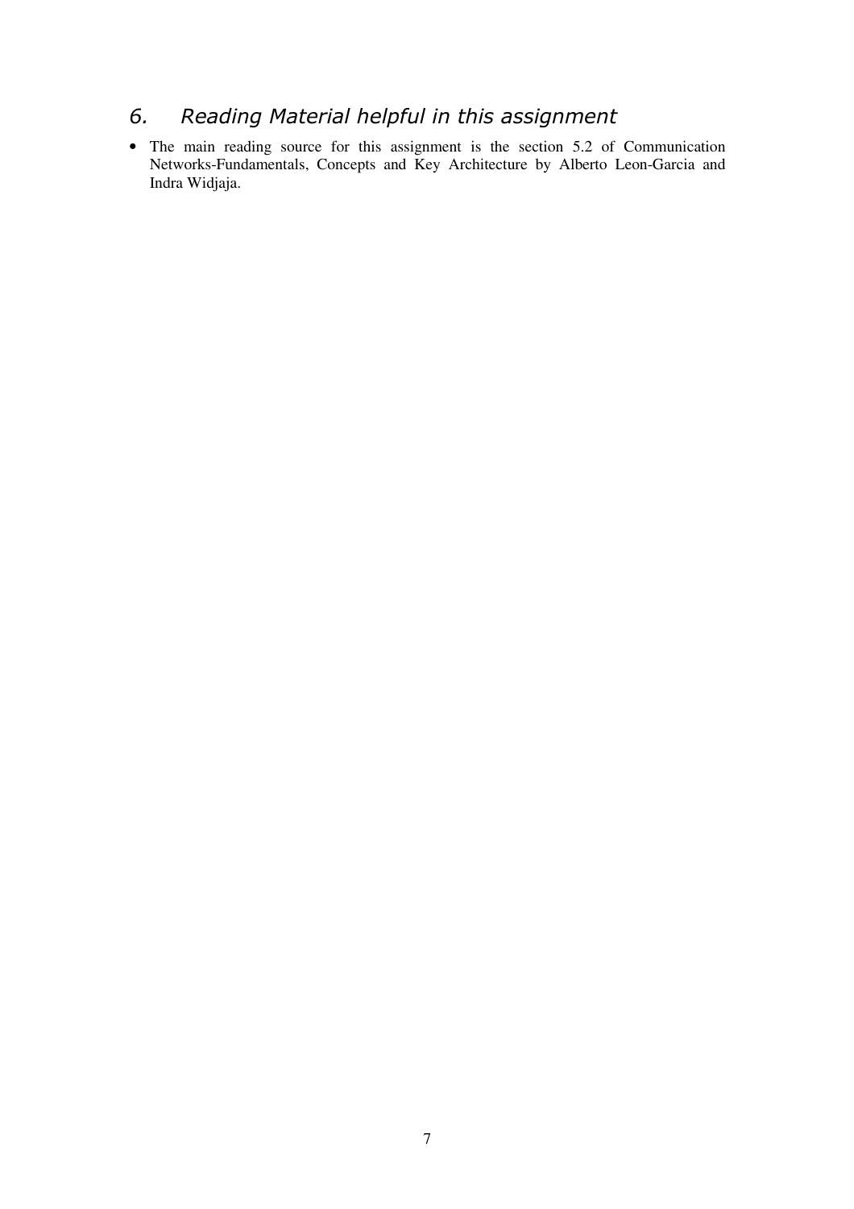## 6. Reading Material helpful in this assignment

- The main reading source for this assignment is the section 5.2 of Communication Networks-Fundamentals, Concepts and Key Architecture by Alberto Leon-Garcia and Indra Widjaja.